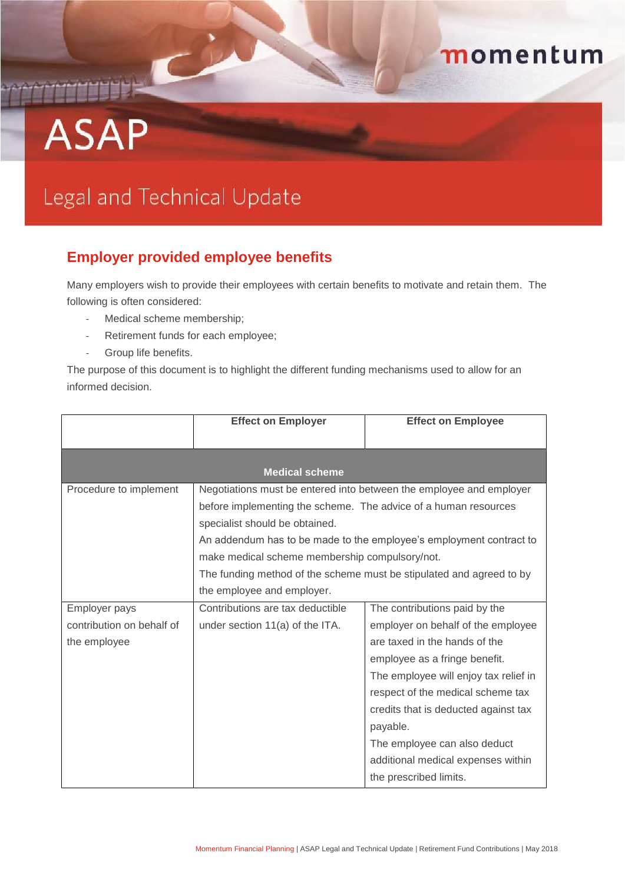# ASAP

## Legal and Technical Update

## Employer provided employee benefits

Many employers wish to provide their employees with certain benefits to motivate and retain them. The following is often considered:

- Medical scheme membership;
- Retirement funds for each employee;
- Group life benefits.

The purpose of this document is to highlight the different funding mechanisms used to allow for an informed decision.

| | Effect on Employer | Effect on Employee |
|---|---|---|
| **Medical scheme** | | |
| Procedure to implement | Negotiations must be entered into between the employee and employer before implementing the scheme. The advice of a human resources specialist should be obtained.<br>An addendum has to be made to the employee's employment contract to make medical scheme membership compulsory/not.<br>The funding method of the scheme must be stipulated and agreed to by the employee and employer. | |
| Employer pays contribution on behalf of the employee | Contributions are tax deductible under section 11(a) of the ITA. | The contributions paid by the employer on behalf of the employee are taxed in the hands of the employee as a fringe benefit.<br>The employee will enjoy tax relief in respect of the medical scheme tax credits that is deducted against tax payable.<br>The employee can also deduct additional medical expenses within the prescribed limits. |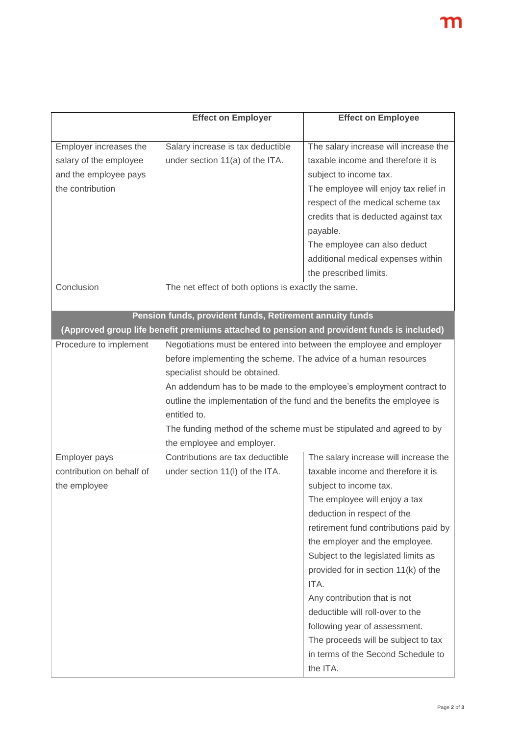| | Effect on Employer | Effect on Employee |
|---|---|---|
| Employer increases the salary of the employee and the employee pays the contribution | Salary increase is tax deductible under section 11(a) of the ITA. | The salary increase will increase the taxable income and therefore it is subject to income tax.<br>The employee will enjoy tax relief in respect of the medical scheme tax credits that is deducted against tax payable.<br>The employee can also deduct additional medical expenses within the prescribed limits. |
| Conclusion | The net effect of both options is exactly the same. | |
| **Pension funds, provident funds, Retirement annuity funds (Approved group life benefit premiums attached to pension and provident funds is included)** | | |
| Procedure to implement | Negotiations must be entered into between the employee and employer before implementing the scheme. The advice of a human resources specialist should be obtained.<br>An addendum has to be made to the employee's employment contract to outline the implementation of the fund and the benefits the employee is entitled to.<br>The funding method of the scheme must be stipulated and agreed to by the employee and employer. | |
| Employer pays contribution on behalf of the employee | Contributions are tax deductible under section 11(l) of the ITA. | The salary increase will increase the taxable income and therefore it is subject to income tax.<br>The employee will enjoy a tax deduction in respect of the retirement fund contributions paid by the employer and the employee. Subject to the legislated limits as provided for in section 11(k) of the ITA.<br>Any contribution that is not deductible will roll-over to the following year of assessment.<br>The proceeds will be subject to tax in terms of the Second Schedule to the ITA. |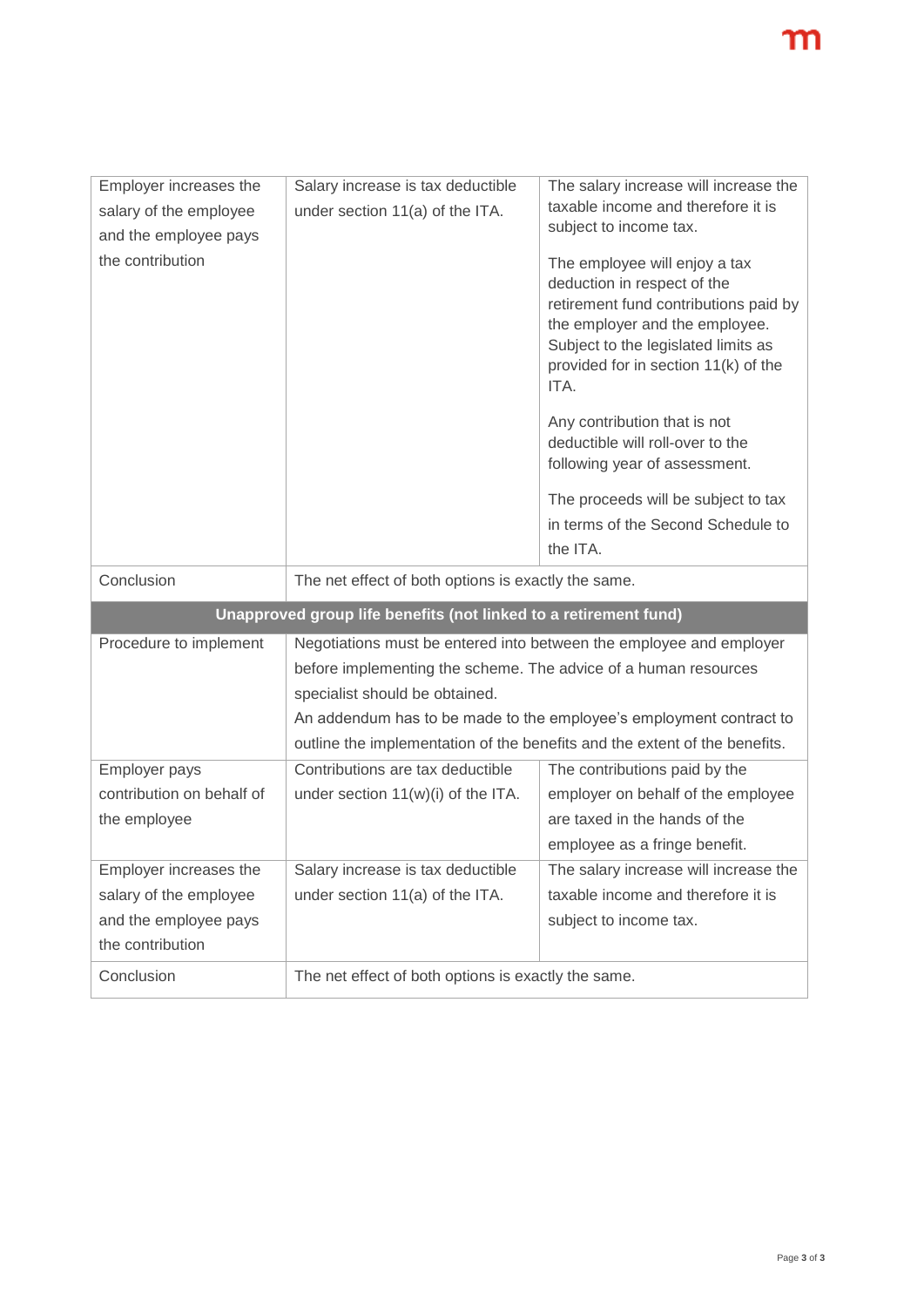| | | |
|---|---|---|
| Employer increases the salary of the employee and the employee pays the contribution | Salary increase is tax deductible under section 11(a) of the ITA. | The salary increase will increase the taxable income and therefore it is subject to income tax.<br><br>The employee will enjoy a tax deduction in respect of the retirement fund contributions paid by the employer and the employee. Subject to the legislated limits as provided for in section 11(k) of the ITA.<br><br>Any contribution that is not deductible will roll-over to the following year of assessment.<br><br>The proceeds will be subject to tax in terms of the Second Schedule to the ITA. |
| Conclusion | The net effect of both options is exactly the same. | |
| **Unapproved group life benefits (not linked to a retirement fund)** | | |
| Procedure to implement | Negotiations must be entered into between the employee and employer before implementing the scheme. The advice of a human resources specialist should be obtained.<br>An addendum has to be made to the employee's employment contract to outline the implementation of the benefits and the extent of the benefits. | |
| Employer pays contribution on behalf of the employee | Contributions are tax deductible under section 11(w)(i) of the ITA. | The contributions paid by the employer on behalf of the employee are taxed in the hands of the employee as a fringe benefit. |
| Employer increases the salary of the employee and the employee pays the contribution | Salary increase is tax deductible under section 11(a) of the ITA. | The salary increase will increase the taxable income and therefore it is subject to income tax. |
| Conclusion | The net effect of both options is exactly the same. | |